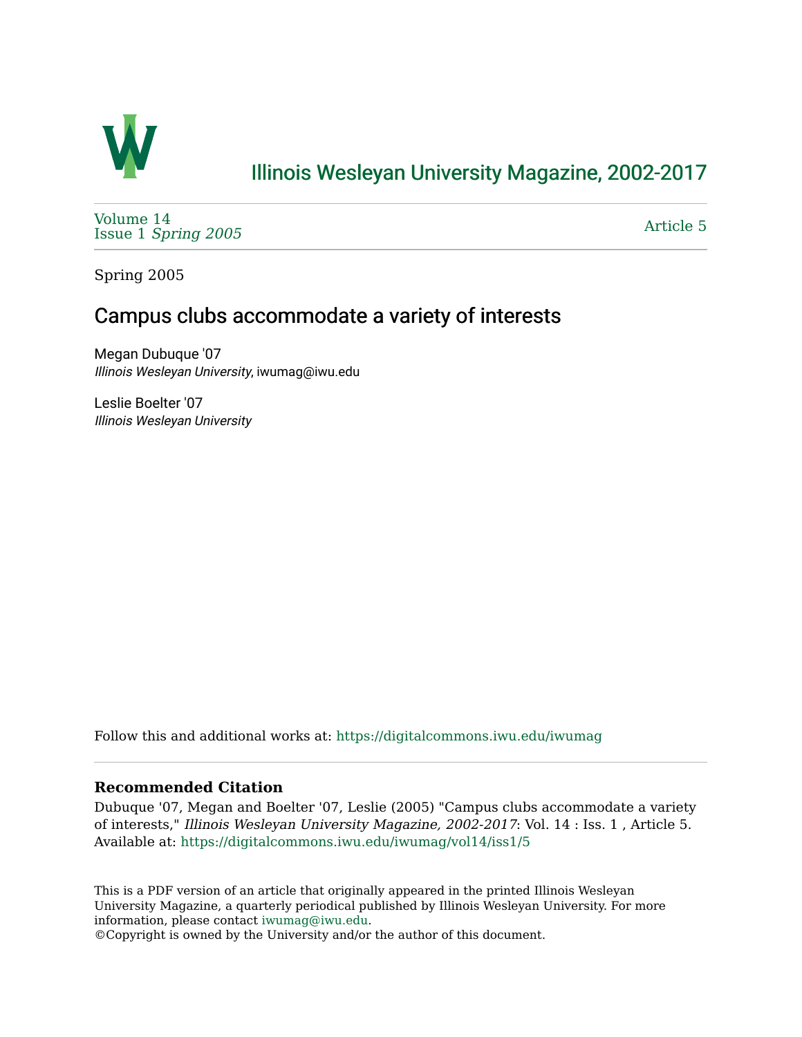Illinois Wesleyan University Magazine, 2002-2017

Volume 14
Issue 1 *Spring 2005*

Article 5

Spring 2005

# Campus clubs accommodate a variety of interests

Megan Dubuque '07
*Illinois Wesleyan University*, iwumag@iwu.edu

Leslie Boelter '07
*Illinois Wesleyan University*

Follow this and additional works at: https://digitalcommons.iwu.edu/iwumag

### Recommended Citation

Dubuque '07, Megan and Boelter '07, Leslie (2005) "Campus clubs accommodate a variety of interests," *Illinois Wesleyan University Magazine, 2002-2017*: Vol. 14 : Iss. 1 , Article 5.
Available at: https://digitalcommons.iwu.edu/iwumag/vol14/iss1/5

This is a PDF version of an article that originally appeared in the printed Illinois Wesleyan University Magazine, a quarterly periodical published by Illinois Wesleyan University. For more information, please contact iwumag@iwu.edu.
©Copyright is owned by the University and/or the author of this document.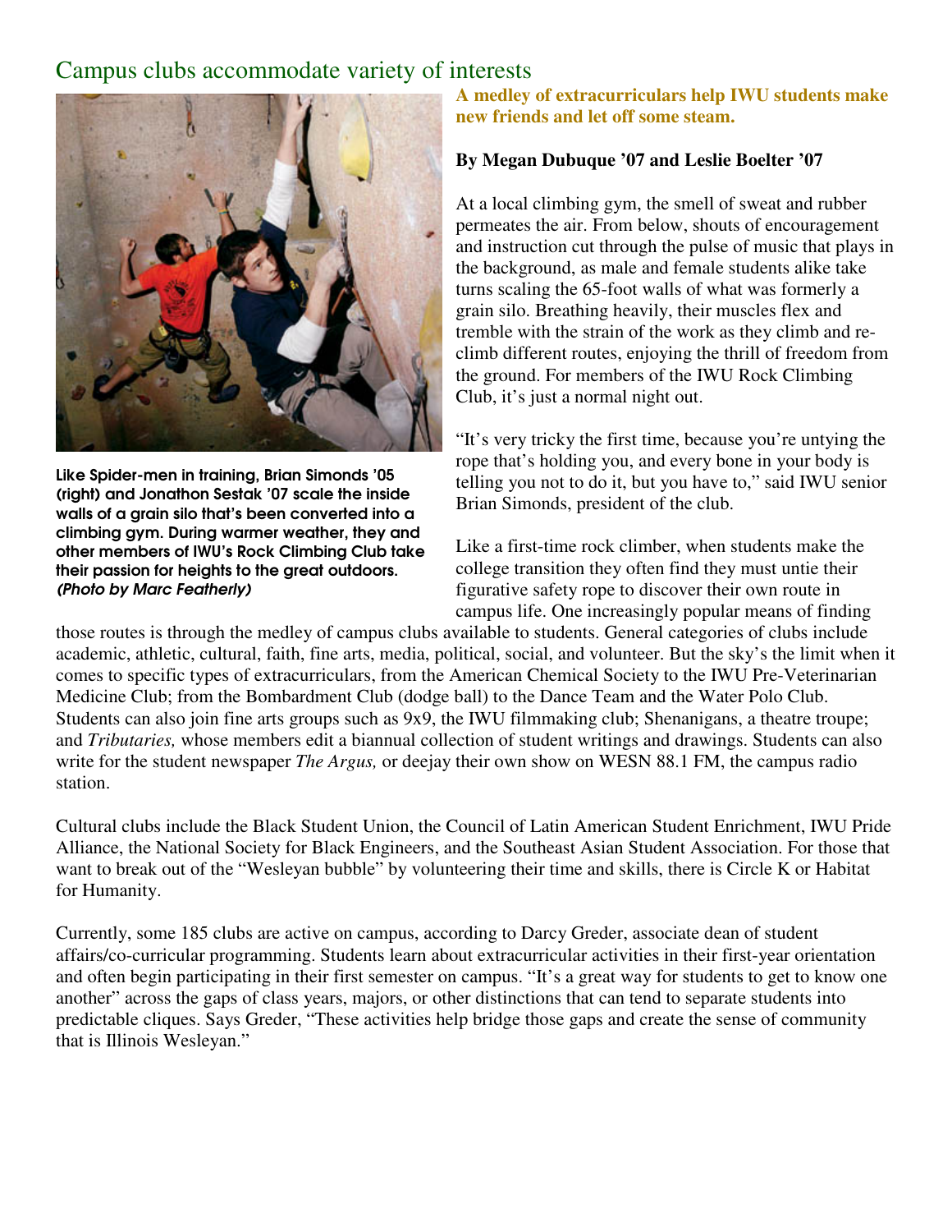# Campus clubs accommodate variety of interests

Like Spider-men in training, Brian Simonds '05 (right) and Jonathon Sestak '07 scale the inside walls of a grain silo that's been converted into a climbing gym. During warmer weather, they and other members of IWU's Rock Climbing Club take their passion for heights to the great outdoors. *(Photo by Marc Featherly)*

**A medley of extracurriculars help IWU students make new friends and let off some steam.**

**By Megan Dubuque '07 and Leslie Boelter '07**

At a local climbing gym, the smell of sweat and rubber permeates the air. From below, shouts of encouragement and instruction cut through the pulse of music that plays in the background, as male and female students alike take turns scaling the 65-foot walls of what was formerly a grain silo. Breathing heavily, their muscles flex and tremble with the strain of the work as they climb and re-climb different routes, enjoying the thrill of freedom from the ground. For members of the IWU Rock Climbing Club, it's just a normal night out.

"It's very tricky the first time, because you're untying the rope that's holding you, and every bone in your body is telling you not to do it, but you have to," said IWU senior Brian Simonds, president of the club.

Like a first-time rock climber, when students make the college transition they often find they must untie their figurative safety rope to discover their own route in campus life. One increasingly popular means of finding those routes is through the medley of campus clubs available to students. General categories of clubs include academic, athletic, cultural, faith, fine arts, media, political, social, and volunteer. But the sky's the limit when it comes to specific types of extracurriculars, from the American Chemical Society to the IWU Pre-Veterinarian Medicine Club; from the Bombardment Club (dodge ball) to the Dance Team and the Water Polo Club. Students can also join fine arts groups such as 9x9, the IWU filmmaking club; Shenanigans, a theatre troupe; and *Tributaries,* whose members edit a biannual collection of student writings and drawings. Students can also write for the student newspaper *The Argus,* or deejay their own show on WESN 88.1 FM, the campus radio station.

Cultural clubs include the Black Student Union, the Council of Latin American Student Enrichment, IWU Pride Alliance, the National Society for Black Engineers, and the Southeast Asian Student Association. For those that want to break out of the "Wesleyan bubble" by volunteering their time and skills, there is Circle K or Habitat for Humanity.

Currently, some 185 clubs are active on campus, according to Darcy Greder, associate dean of student affairs/co-curricular programming. Students learn about extracurricular activities in their first-year orientation and often begin participating in their first semester on campus. "It's a great way for students to get to know one another" across the gaps of class years, majors, or other distinctions that can tend to separate students into predictable cliques. Says Greder, "These activities help bridge those gaps and create the sense of community that is Illinois Wesleyan."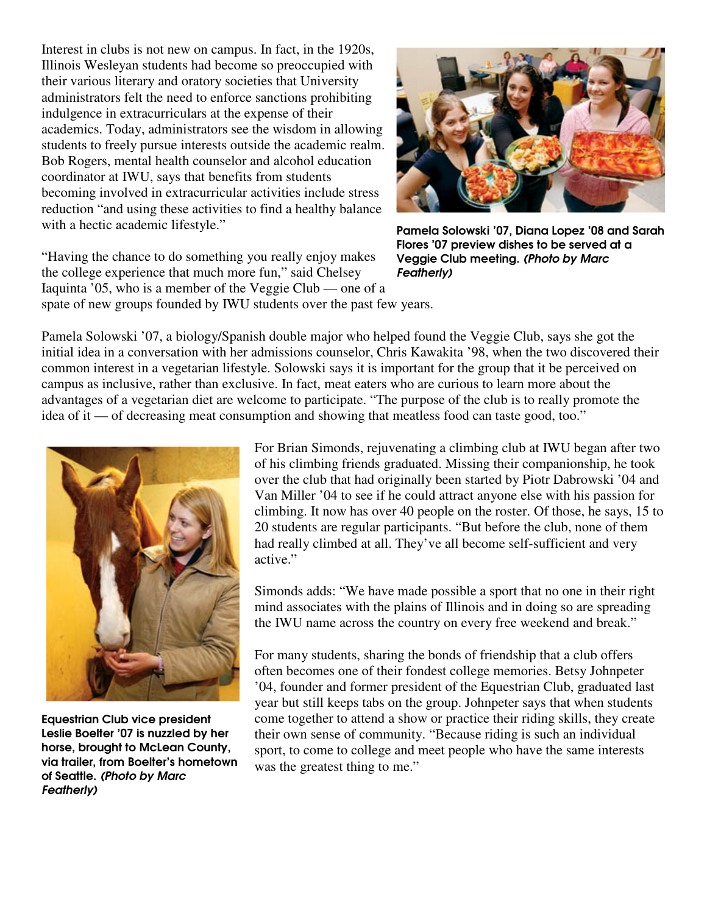Interest in clubs is not new on campus. In fact, in the 1920s, Illinois Wesleyan students had become so preoccupied with their various literary and oratory societies that University administrators felt the need to enforce sanctions prohibiting indulgence in extracurriculars at the expense of their academics. Today, administrators see the wisdom in allowing students to freely pursue interests outside the academic realm. Bob Rogers, mental health counselor and alcohol education coordinator at IWU, says that benefits from students becoming involved in extracurricular activities include stress reduction "and using these activities to find a healthy balance with a hectic academic lifestyle."

**Pamela Solowski '07, Diana Lopez '08 and Sarah Flores '07 preview dishes to be served at a Veggie Club meeting.** ***(Photo by Marc Featherly)***

"Having the chance to do something you really enjoy makes the college experience that much more fun," said Chelsey Iaquinta '05, who is a member of the Veggie Club — one of a spate of new groups founded by IWU students over the past few years.

Pamela Solowski '07, a biology/Spanish double major who helped found the Veggie Club, says she got the initial idea in a conversation with her admissions counselor, Chris Kawakita '98, when the two discovered their common interest in a vegetarian lifestyle. Solowski says it is important for the group that it be perceived on campus as inclusive, rather than exclusive. In fact, meat eaters who are curious to learn more about the advantages of a vegetarian diet are welcome to participate. "The purpose of the club is to really promote the idea of it — of decreasing meat consumption and showing that meatless food can taste good, too."

**Equestrian Club vice president Leslie Boelter '07 is nuzzled by her horse, brought to McLean County, via trailer, from Boelter's hometown of Seattle.** ***(Photo by Marc Featherly)***

For Brian Simonds, rejuvenating a climbing club at IWU began after two of his climbing friends graduated. Missing their companionship, he took over the club that had originally been started by Piotr Dabrowski '04 and Van Miller '04 to see if he could attract anyone else with his passion for climbing. It now has over 40 people on the roster. Of those, he says, 15 to 20 students are regular participants. "But before the club, none of them had really climbed at all. They've all become self-sufficient and very active."

Simonds adds: "We have made possible a sport that no one in their right mind associates with the plains of Illinois and in doing so are spreading the IWU name across the country on every free weekend and break."

For many students, sharing the bonds of friendship that a club offers often becomes one of their fondest college memories. Betsy Johnpeter '04, founder and former president of the Equestrian Club, graduated last year but still keeps tabs on the group. Johnpeter says that when students come together to attend a show or practice their riding skills, they create their own sense of community. "Because riding is such an individual sport, to come to college and meet people who have the same interests was the greatest thing to me."